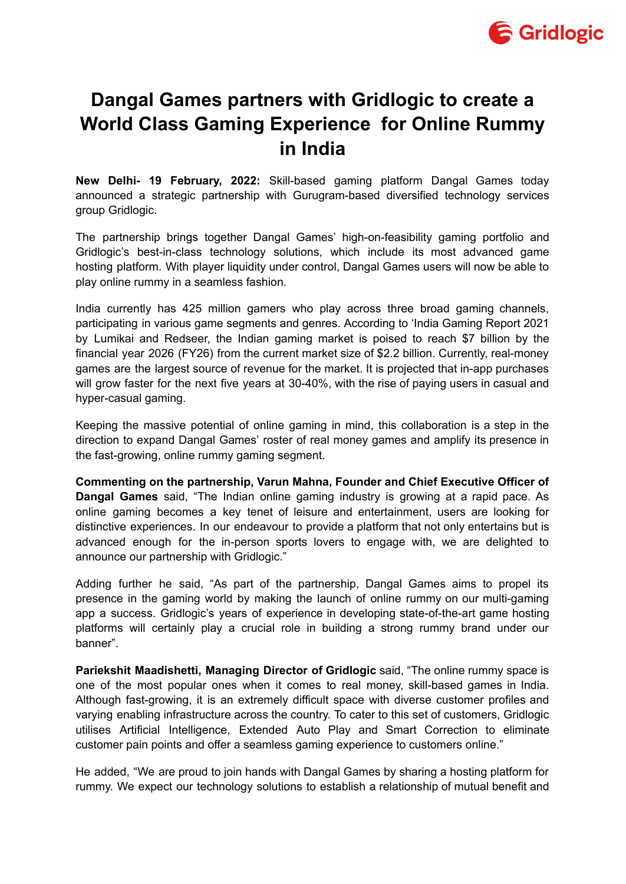# Dangal Games partners with Gridlogic to create a World Class Gaming Experience for Online Rummy in India

**New Delhi- 19 February, 2022:** Skill-based gaming platform Dangal Games today announced a strategic partnership with Gurugram-based diversified technology services group Gridlogic.

The partnership brings together Dangal Games' high-on-feasibility gaming portfolio and Gridlogic's best-in-class technology solutions, which include its most advanced game hosting platform. With player liquidity under control, Dangal Games users will now be able to play online rummy in a seamless fashion.

India currently has 425 million gamers who play across three broad gaming channels, participating in various game segments and genres. According to 'India Gaming Report 2021 by Lumikai and Redseer, the Indian gaming market is poised to reach $7 billion by the financial year 2026 (FY26) from the current market size of $2.2 billion. Currently, real-money games are the largest source of revenue for the market. It is projected that in-app purchases will grow faster for the next five years at 30-40%, with the rise of paying users in casual and hyper-casual gaming.

Keeping the massive potential of online gaming in mind, this collaboration is a step in the direction to expand Dangal Games' roster of real money games and amplify its presence in the fast-growing, online rummy gaming segment.

**Commenting on the partnership, Varun Mahna, Founder and Chief Executive Officer of Dangal Games** said, "The Indian online gaming industry is growing at a rapid pace. As online gaming becomes a key tenet of leisure and entertainment, users are looking for distinctive experiences. In our endeavour to provide a platform that not only entertains but is advanced enough for the in-person sports lovers to engage with, we are delighted to announce our partnership with Gridlogic."

Adding further he said, "As part of the partnership, Dangal Games aims to propel its presence in the gaming world by making the launch of online rummy on our multi-gaming app a success. Gridlogic's years of experience in developing state-of-the-art game hosting platforms will certainly play a crucial role in building a strong rummy brand under our banner".

**Pariekshit Maadishetti, Managing Director of Gridlogic** said, "The online rummy space is one of the most popular ones when it comes to real money, skill-based games in India. Although fast-growing, it is an extremely difficult space with diverse customer profiles and varying enabling infrastructure across the country. To cater to this set of customers, Gridlogic utilises Artificial Intelligence, Extended Auto Play and Smart Correction to eliminate customer pain points and offer a seamless gaming experience to customers online."

He added, "We are proud to join hands with Dangal Games by sharing a hosting platform for rummy. We expect our technology solutions to establish a relationship of mutual benefit and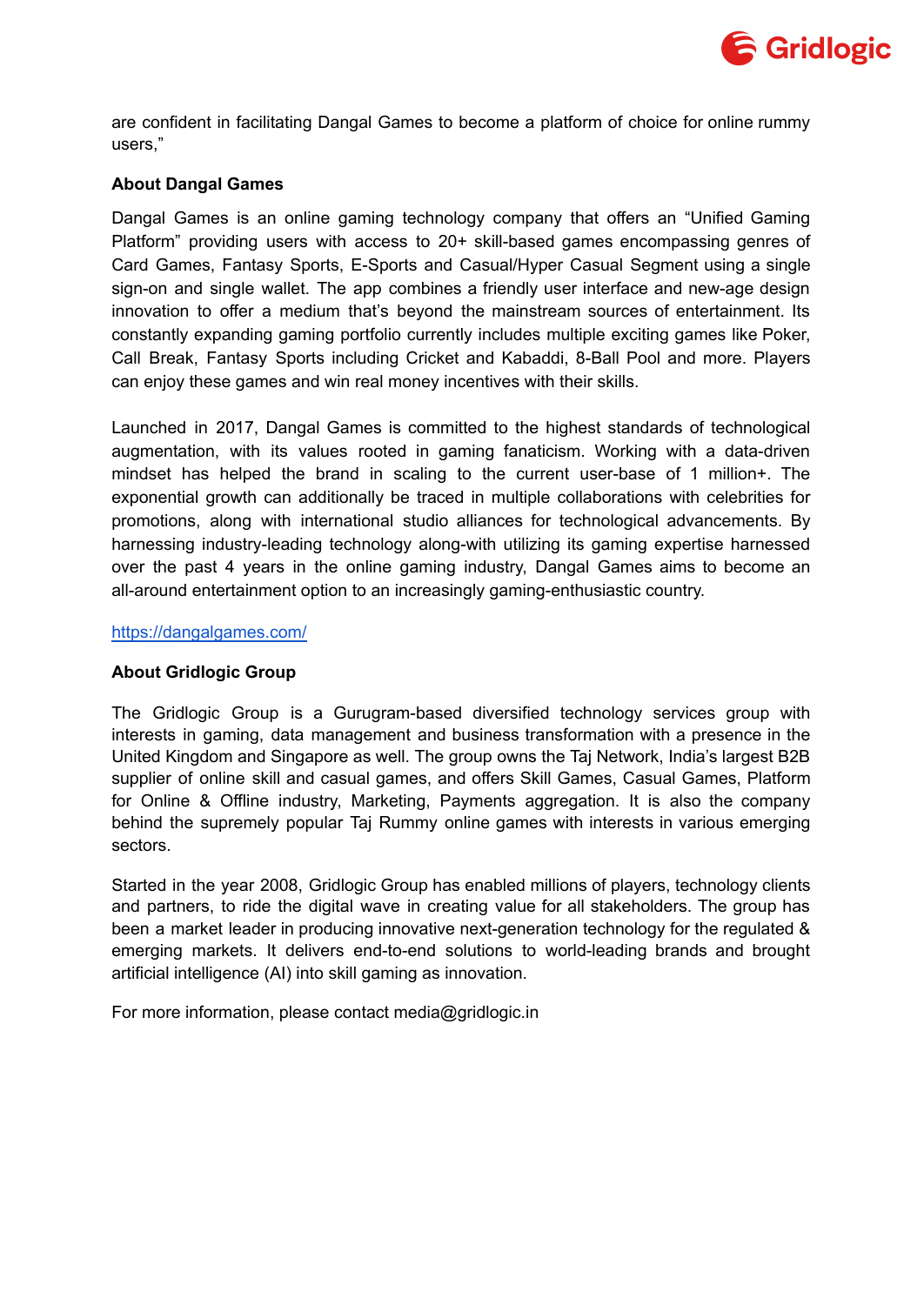are confident in facilitating Dangal Games to become a platform of choice for online rummy users,"

**About Dangal Games**

Dangal Games is an online gaming technology company that offers an "Unified Gaming Platform" providing users with access to 20+ skill-based games encompassing genres of Card Games, Fantasy Sports, E-Sports and Casual/Hyper Casual Segment using a single sign-on and single wallet. The app combines a friendly user interface and new-age design innovation to offer a medium that's beyond the mainstream sources of entertainment. Its constantly expanding gaming portfolio currently includes multiple exciting games like Poker, Call Break, Fantasy Sports including Cricket and Kabaddi, 8-Ball Pool and more. Players can enjoy these games and win real money incentives with their skills.

Launched in 2017, Dangal Games is committed to the highest standards of technological augmentation, with its values rooted in gaming fanaticism. Working with a data-driven mindset has helped the brand in scaling to the current user-base of 1 million+. The exponential growth can additionally be traced in multiple collaborations with celebrities for promotions, along with international studio alliances for technological advancements. By harnessing industry-leading technology along-with utilizing its gaming expertise harnessed over the past 4 years in the online gaming industry, Dangal Games aims to become an all-around entertainment option to an increasingly gaming-enthusiastic country.

https://dangalgames.com/

**About Gridlogic Group**

The Gridlogic Group is a Gurugram-based diversified technology services group with interests in gaming, data management and business transformation with a presence in the United Kingdom and Singapore as well. The group owns the Taj Network, India's largest B2B supplier of online skill and casual games, and offers Skill Games, Casual Games, Platform for Online & Offline industry, Marketing, Payments aggregation. It is also the company behind the supremely popular Taj Rummy online games with interests in various emerging sectors.

Started in the year 2008, Gridlogic Group has enabled millions of players, technology clients and partners, to ride the digital wave in creating value for all stakeholders. The group has been a market leader in producing innovative next-generation technology for the regulated & emerging markets. It delivers end-to-end solutions to world-leading brands and brought artificial intelligence (AI) into skill gaming as innovation.

For more information, please contact media@gridlogic.in